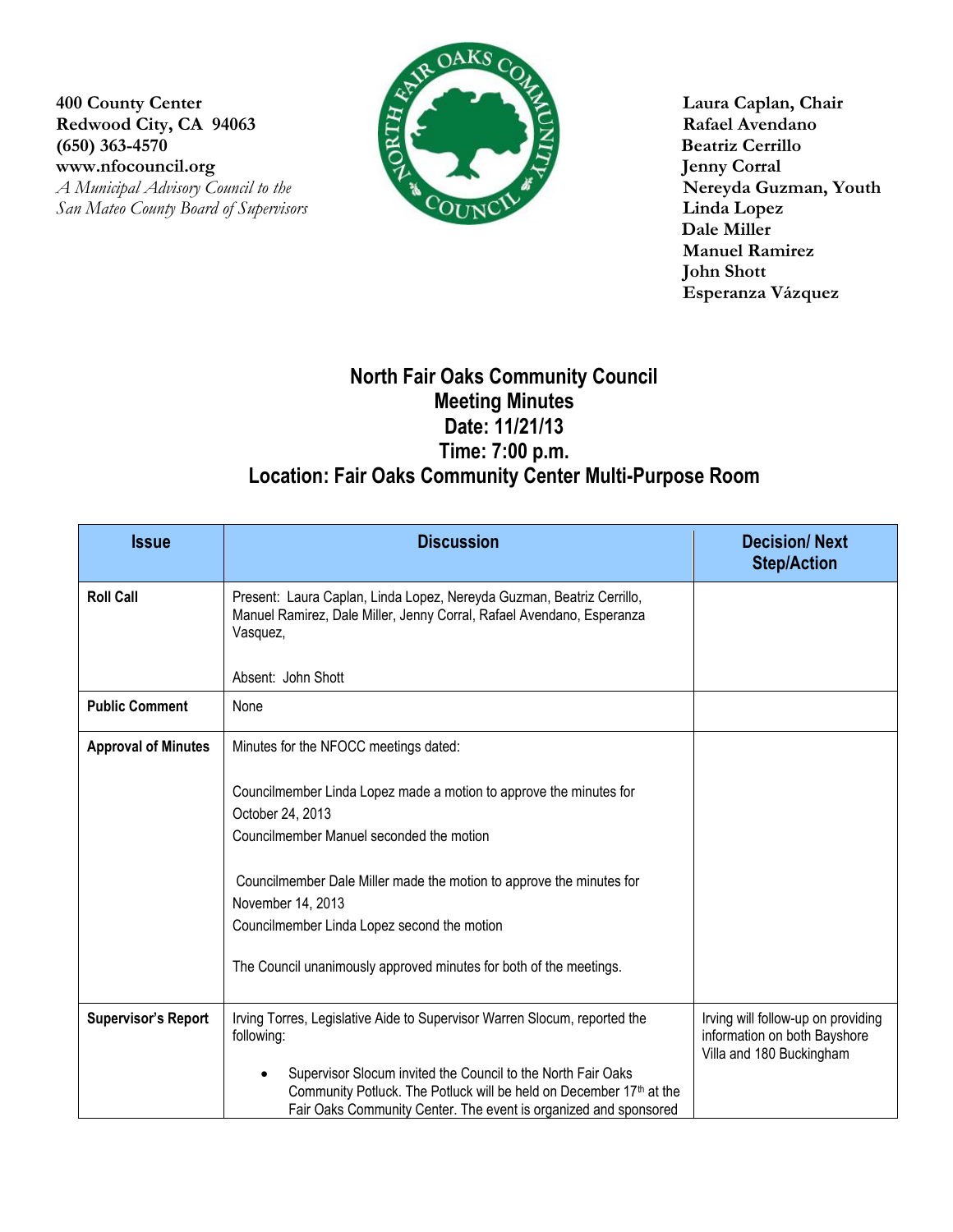400 County Center
Redwood City, CA 94063
(650) 363-4570
www.nfocouncil.org
*A Municipal Advisory Council to the San Mateo County Board of Supervisors*

**Laura Caplan, Chair**
**Rafael Avendano**
**Beatriz Cerrillo**
**Jenny Corral**
**Nereyda Guzman, Youth**
**Linda Lopez**
**Dale Miller**
**Manuel Ramirez**
**John Shott**
**Esperanza Vázquez**

# North Fair Oaks Community Council
## Meeting Minutes
## Date: 11/21/13
## Time: 7:00 p.m.
## Location: Fair Oaks Community Center Multi-Purpose Room

| Issue | Discussion | Decision/ Next Step/Action |
|---|---|---|
| **Roll Call** | Present: Laura Caplan, Linda Lopez, Nereyda Guzman, Beatriz Cerrillo, Manuel Ramirez, Dale Miller, Jenny Corral, Rafael Avendano, Esperanza Vasquez,<br><br>Absent: John Shott | |
| **Public Comment** | None | |
| **Approval of Minutes** | Minutes for the NFOCC meetings dated:<br><br>Councilmember Linda Lopez made a motion to approve the minutes for October 24, 2013<br>Councilmember Manuel seconded the motion<br><br>Councilmember Dale Miller made the motion to approve the minutes for November 14, 2013<br>Councilmember Linda Lopez second the motion<br><br>The Council unanimously approved minutes for both of the meetings. | |
| **Supervisor's Report** | Irving Torres, Legislative Aide to Supervisor Warren Slocum, reported the following:<br><br>• Supervisor Slocum invited the Council to the North Fair Oaks Community Potluck. The Potluck will be held on December 17th at the Fair Oaks Community Center. The event is organized and sponsored | Irving will follow-up on providing information on both Bayshore Villa and 180 Buckingham |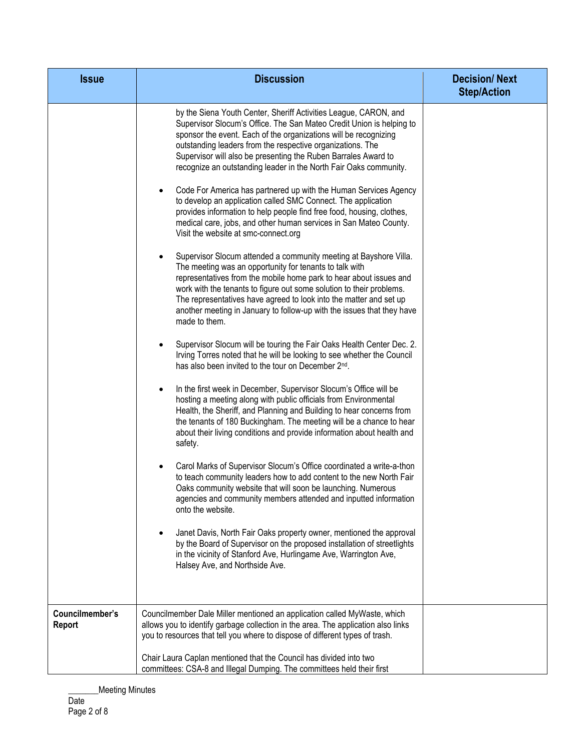| Issue | Discussion | Decision/ Next Step/Action |
|---|---|---|
| | by the Siena Youth Center, Sheriff Activities League, CARON, and Supervisor Slocum's Office. The San Mateo Credit Union is helping to sponsor the event. Each of the organizations will be recognizing outstanding leaders from the respective organizations. The Supervisor will also be presenting the Ruben Barrales Award to recognize an outstanding leader in the North Fair Oaks community.<br><br>• Code For America has partnered up with the Human Services Agency to develop an application called SMC Connect. The application provides information to help people find free food, housing, clothes, medical care, jobs, and other human services in San Mateo County. Visit the website at smc-connect.org<br><br>• Supervisor Slocum attended a community meeting at Bayshore Villa. The meeting was an opportunity for tenants to talk with representatives from the mobile home park to hear about issues and work with the tenants to figure out some solution to their problems. The representatives have agreed to look into the matter and set up another meeting in January to follow-up with the issues that they have made to them.<br><br>• Supervisor Slocum will be touring the Fair Oaks Health Center Dec. 2. Irving Torres noted that he will be looking to see whether the Council has also been invited to the tour on December 2nd.<br><br>• In the first week in December, Supervisor Slocum's Office will be hosting a meeting along with public officials from Environmental Health, the Sheriff, and Planning and Building to hear concerns from the tenants of 180 Buckingham. The meeting will be a chance to hear about their living conditions and provide information about health and safety.<br><br>• Carol Marks of Supervisor Slocum's Office coordinated a write-a-thon to teach community leaders how to add content to the new North Fair Oaks community website that will soon be launching. Numerous agencies and community members attended and inputted information onto the website.<br><br>• Janet Davis, North Fair Oaks property owner, mentioned the approval by the Board of Supervisor on the proposed installation of streetlights in the vicinity of Stanford Ave, Hurlingame Ave, Warrington Ave, Halsey Ave, and Northside Ave. | |
| **Councilmember's Report** | Councilmember Dale Miller mentioned an application called MyWaste, which allows you to identify garbage collection in the area. The application also links you to resources that tell you where to dispose of different types of trash.<br><br>Chair Laura Caplan mentioned that the Council has divided into two committees: CSA-8 and Illegal Dumping. The committees held their first | |

_______Meeting Minutes
Date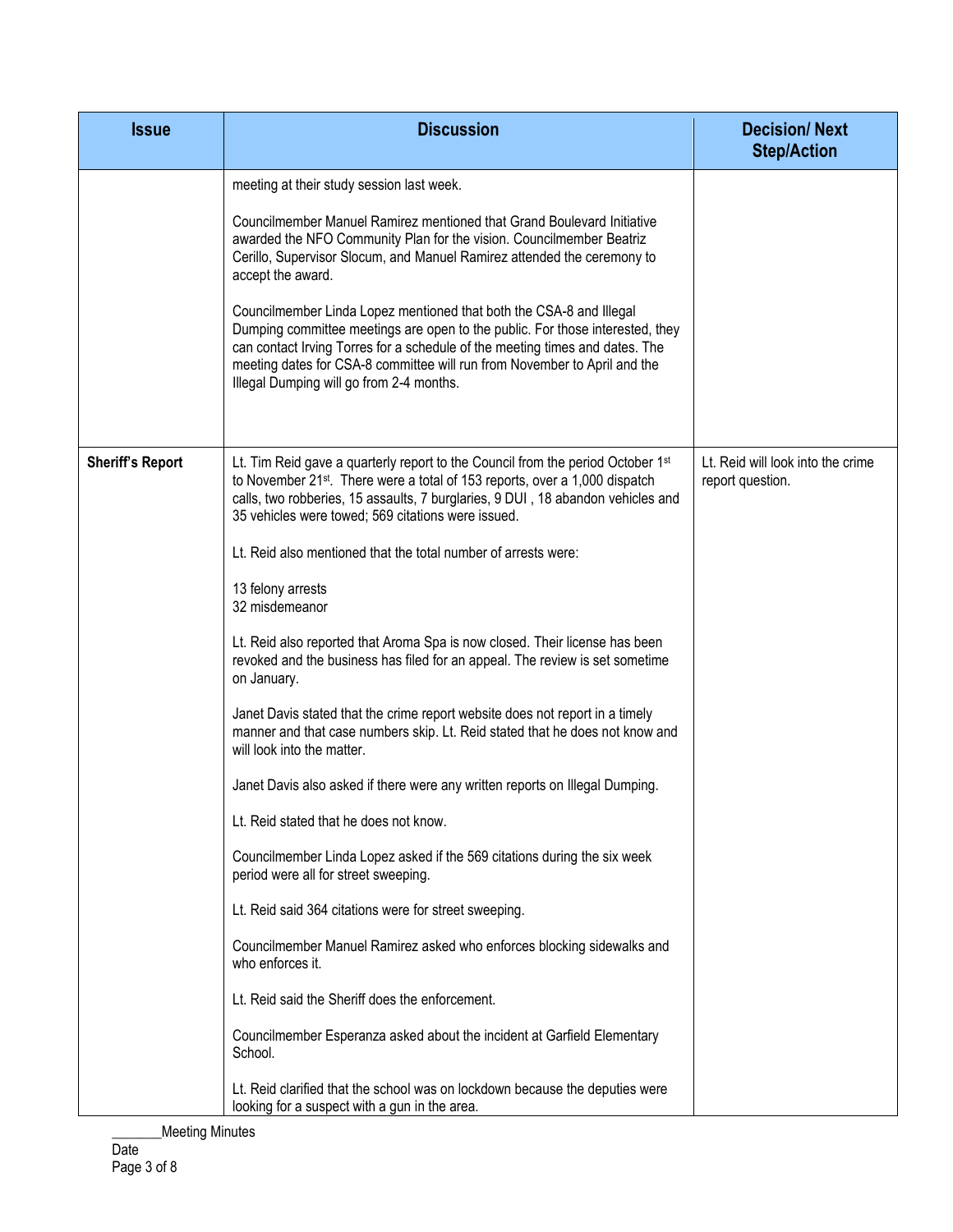| Issue | Discussion | Decision/ Next Step/Action |
|---|---|---|
| | meeting at their study session last week.<br><br>Councilmember Manuel Ramirez mentioned that Grand Boulevard Initiative awarded the NFO Community Plan for the vision. Councilmember Beatriz Cerillo, Supervisor Slocum, and Manuel Ramirez attended the ceremony to accept the award.<br><br>Councilmember Linda Lopez mentioned that both the CSA-8 and Illegal Dumping committee meetings are open to the public. For those interested, they can contact Irving Torres for a schedule of the meeting times and dates. The meeting dates for CSA-8 committee will run from November to April and the Illegal Dumping will go from 2-4 months. | |
| **Sheriff's Report** | Lt. Tim Reid gave a quarterly report to the Council from the period October 1st to November 21st. There were a total of 153 reports, over a 1,000 dispatch calls, two robberies, 15 assaults, 7 burglaries, 9 DUI , 18 abandon vehicles and 35 vehicles were towed; 569 citations were issued.<br><br>Lt. Reid also mentioned that the total number of arrests were:<br><br>13 felony arrests<br>32 misdemeanor<br><br>Lt. Reid also reported that Aroma Spa is now closed. Their license has been revoked and the business has filed for an appeal. The review is set sometime on January.<br><br>Janet Davis stated that the crime report website does not report in a timely manner and that case numbers skip. Lt. Reid stated that he does not know and will look into the matter.<br><br>Janet Davis also asked if there were any written reports on Illegal Dumping.<br><br>Lt. Reid stated that he does not know.<br><br>Councilmember Linda Lopez asked if the 569 citations during the six week period were all for street sweeping.<br><br>Lt. Reid said 364 citations were for street sweeping.<br><br>Councilmember Manuel Ramirez asked who enforces blocking sidewalks and who enforces it.<br><br>Lt. Reid said the Sheriff does the enforcement.<br><br>Councilmember Esperanza asked about the incident at Garfield Elementary School.<br><br>Lt. Reid clarified that the school was on lockdown because the deputies were looking for a suspect with a gun in the area. | Lt. Reid will look into the crime report question. |

_______Meeting Minutes
Date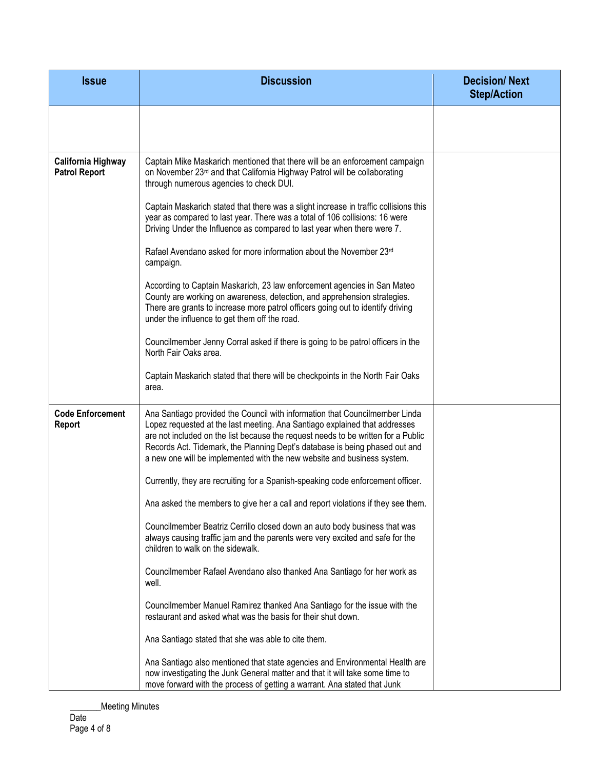| Issue | Discussion | Decision/ Next Step/Action |
| --- | --- | --- |
| | | |
| **California Highway Patrol Report** | Captain Mike Maskarich mentioned that there will be an enforcement campaign on November 23rd and that California Highway Patrol will be collaborating through numerous agencies to check DUI.<br><br>Captain Maskarich stated that there was a slight increase in traffic collisions this year as compared to last year. There was a total of 106 collisions: 16 were Driving Under the Influence as compared to last year when there were 7.<br><br>Rafael Avendano asked for more information about the November 23rd campaign.<br><br>According to Captain Maskarich, 23 law enforcement agencies in San Mateo County are working on awareness, detection, and apprehension strategies. There are grants to increase more patrol officers going out to identify driving under the influence to get them off the road.<br><br>Councilmember Jenny Corral asked if there is going to be patrol officers in the North Fair Oaks area.<br><br>Captain Maskarich stated that there will be checkpoints in the North Fair Oaks area. | |
| **Code Enforcement Report** | Ana Santiago provided the Council with information that Councilmember Linda Lopez requested at the last meeting. Ana Santiago explained that addresses are not included on the list because the request needs to be written for a Public Records Act. Tidemark, the Planning Dept's database is being phased out and a new one will be implemented with the new website and business system.<br><br>Currently, they are recruiting for a Spanish-speaking code enforcement officer.<br><br>Ana asked the members to give her a call and report violations if they see them.<br><br>Councilmember Beatriz Cerrillo closed down an auto body business that was always causing traffic jam and the parents were very excited and safe for the children to walk on the sidewalk.<br><br>Councilmember Rafael Avendano also thanked Ana Santiago for her work as well.<br><br>Councilmember Manuel Ramirez thanked Ana Santiago for the issue with the restaurant and asked what was the basis for their shut down.<br><br>Ana Santiago stated that she was able to cite them.<br><br>Ana Santiago also mentioned that state agencies and Environmental Health are now investigating the Junk General matter and that it will take some time to move forward with the process of getting a warrant. Ana stated that Junk | |

_______Meeting Minutes
Date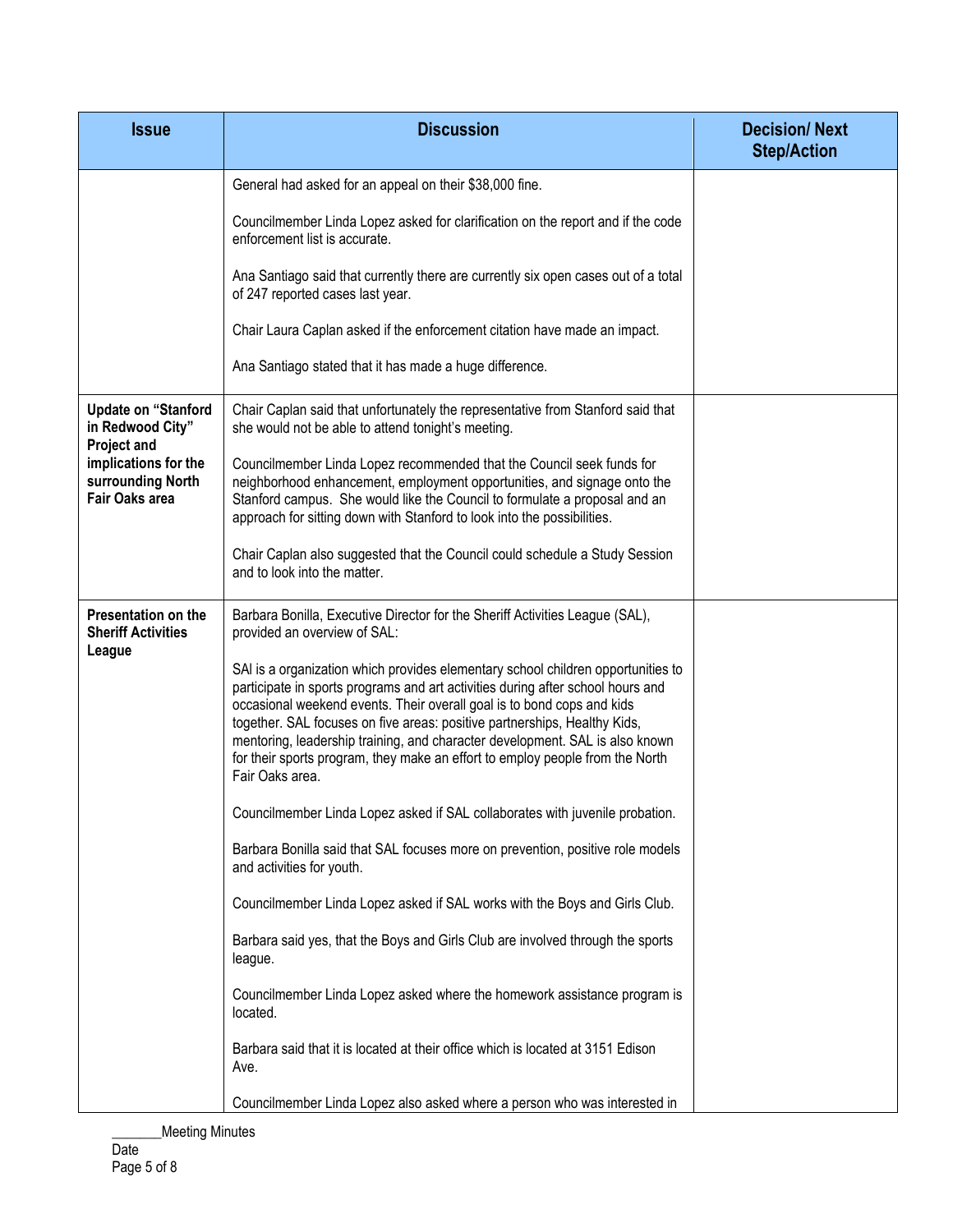| Issue | Discussion | Decision/ Next Step/Action |
|---|---|---|
| | General had asked for an appeal on their $38,000 fine.<br><br>Councilmember Linda Lopez asked for clarification on the report and if the code enforcement list is accurate.<br><br>Ana Santiago said that currently there are currently six open cases out of a total of 247 reported cases last year.<br><br>Chair Laura Caplan asked if the enforcement citation have made an impact.<br><br>Ana Santiago stated that it has made a huge difference. | |
| **Update on "Stanford in Redwood City" Project and implications for the surrounding North Fair Oaks area** | Chair Caplan said that unfortunately the representative from Stanford said that she would not be able to attend tonight's meeting.<br><br>Councilmember Linda Lopez recommended that the Council seek funds for neighborhood enhancement, employment opportunities, and signage onto the Stanford campus. She would like the Council to formulate a proposal and an approach for sitting down with Stanford to look into the possibilities.<br><br>Chair Caplan also suggested that the Council could schedule a Study Session and to look into the matter. | |
| **Presentation on the Sheriff Activities League** | Barbara Bonilla, Executive Director for the Sheriff Activities League (SAL), provided an overview of SAL:<br><br>SAl is a organization which provides elementary school children opportunities to participate in sports programs and art activities during after school hours and occasional weekend events. Their overall goal is to bond cops and kids together. SAL focuses on five areas: positive partnerships, Healthy Kids, mentoring, leadership training, and character development. SAL is also known for their sports program, they make an effort to employ people from the North Fair Oaks area.<br><br>Councilmember Linda Lopez asked if SAL collaborates with juvenile probation.<br><br>Barbara Bonilla said that SAL focuses more on prevention, positive role models and activities for youth.<br><br>Councilmember Linda Lopez asked if SAL works with the Boys and Girls Club.<br><br>Barbara said yes, that the Boys and Girls Club are involved through the sports league.<br><br>Councilmember Linda Lopez asked where the homework assistance program is located.<br><br>Barbara said that it is located at their office which is located at 3151 Edison Ave.<br><br>Councilmember Linda Lopez also asked where a person who was interested in | |

_______Meeting Minutes
Date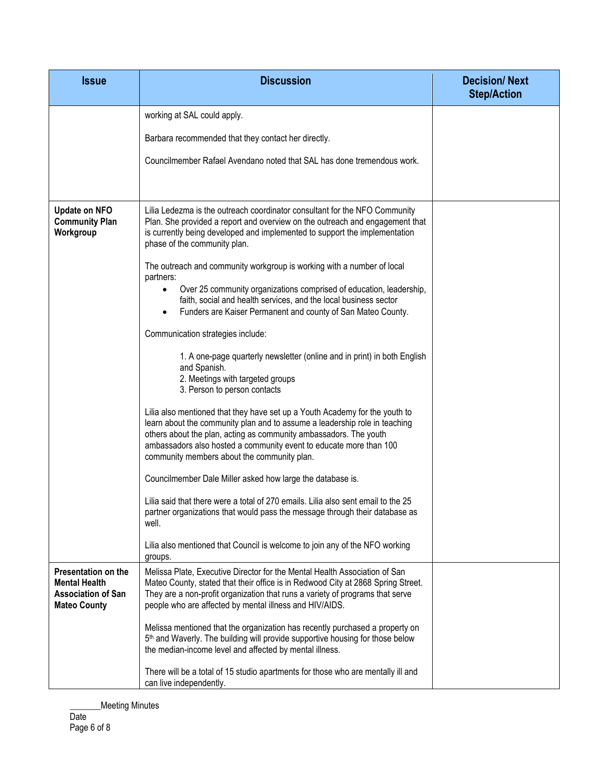| Issue | Discussion | Decision/ Next Step/Action |
|---|---|---|
| | working at SAL could apply.<br><br>Barbara recommended that they contact her directly.<br><br>Councilmember Rafael Avendano noted that SAL has done tremendous work. | |
| **Update on NFO Community Plan Workgroup** | Lilia Ledezma is the outreach coordinator consultant for the NFO Community Plan. She provided a report and overview on the outreach and engagement that is currently being developed and implemented to support the implementation phase of the community plan.<br><br>The outreach and community workgroup is working with a number of local partners:<br>• Over 25 community organizations comprised of education, leadership, faith, social and health services, and the local business sector<br>• Funders are Kaiser Permanent and county of San Mateo County.<br><br>Communication strategies include:<br><br>1. A one-page quarterly newsletter (online and in print) in both English and Spanish.<br>2. Meetings with targeted groups<br>3. Person to person contacts<br><br>Lilia also mentioned that they have set up a Youth Academy for the youth to learn about the community plan and to assume a leadership role in teaching others about the plan, acting as community ambassadors. The youth ambassadors also hosted a community event to educate more than 100 community members about the community plan.<br><br>Councilmember Dale Miller asked how large the database is.<br><br>Lilia said that there were a total of 270 emails. Lilia also sent email to the 25 partner organizations that would pass the message through their database as well.<br><br>Lilia also mentioned that Council is welcome to join any of the NFO working groups. | |
| **Presentation on the Mental Health Association of San Mateo County** | Melissa Plate, Executive Director for the Mental Health Association of San Mateo County, stated that their office is in Redwood City at 2868 Spring Street. They are a non-profit organization that runs a variety of programs that serve people who are affected by mental illness and HIV/AIDS.<br><br>Melissa mentioned that the organization has recently purchased a property on 5th and Waverly. The building will provide supportive housing for those below the median-income level and affected by mental illness.<br><br>There will be a total of 15 studio apartments for those who are mentally ill and can live independently. | |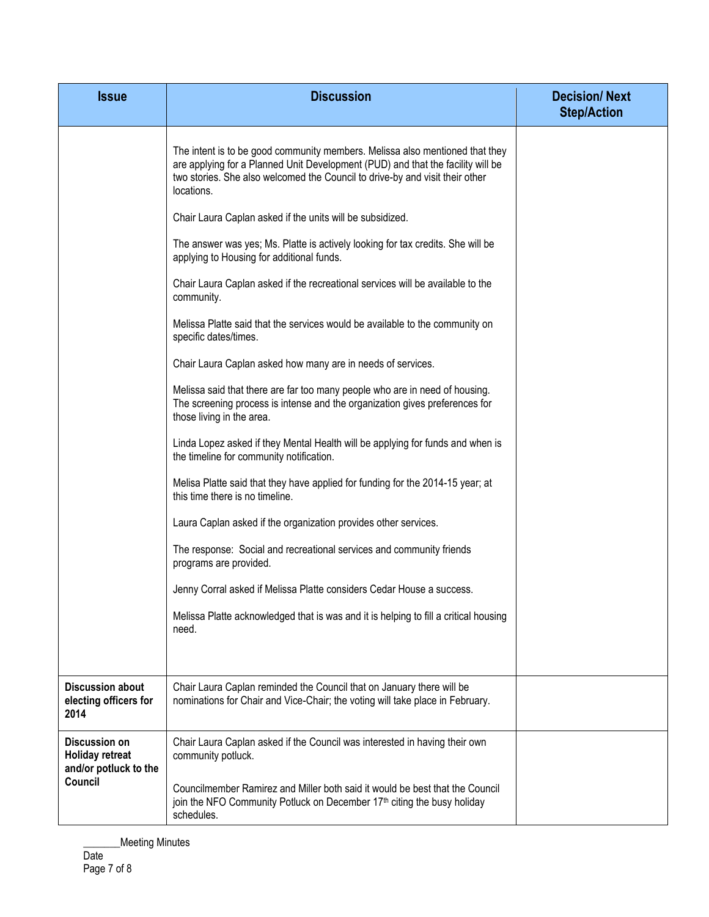| Issue | Discussion | Decision/ Next Step/Action |
|---|---|---|
| | The intent is to be good community members. Melissa also mentioned that they are applying for a Planned Unit Development (PUD) and that the facility will be two stories. She also welcomed the Council to drive-by and visit their other locations.<br><br>Chair Laura Caplan asked if the units will be subsidized.<br><br>The answer was yes; Ms. Platte is actively looking for tax credits. She will be applying to Housing for additional funds.<br><br>Chair Laura Caplan asked if the recreational services will be available to the community.<br><br>Melissa Platte said that the services would be available to the community on specific dates/times.<br><br>Chair Laura Caplan asked how many are in needs of services.<br><br>Melissa said that there are far too many people who are in need of housing. The screening process is intense and the organization gives preferences for those living in the area.<br><br>Linda Lopez asked if they Mental Health will be applying for funds and when is the timeline for community notification.<br><br>Melisa Platte said that they have applied for funding for the 2014-15 year; at this time there is no timeline.<br><br>Laura Caplan asked if the organization provides other services.<br><br>The response: Social and recreational services and community friends programs are provided.<br><br>Jenny Corral asked if Melissa Platte considers Cedar House a success.<br><br>Melissa Platte acknowledged that is was and it is helping to fill a critical housing need. | |
| **Discussion about electing officers for 2014** | Chair Laura Caplan reminded the Council that on January there will be nominations for Chair and Vice-Chair; the voting will take place in February. | |
| **Discussion on Holiday retreat and/or potluck to the Council** | Chair Laura Caplan asked if the Council was interested in having their own community potluck.<br><br>Councilmember Ramirez and Miller both said it would be best that the Council join the NFO Community Potluck on December 17th citing the busy holiday schedules. | |

_______Meeting Minutes
Date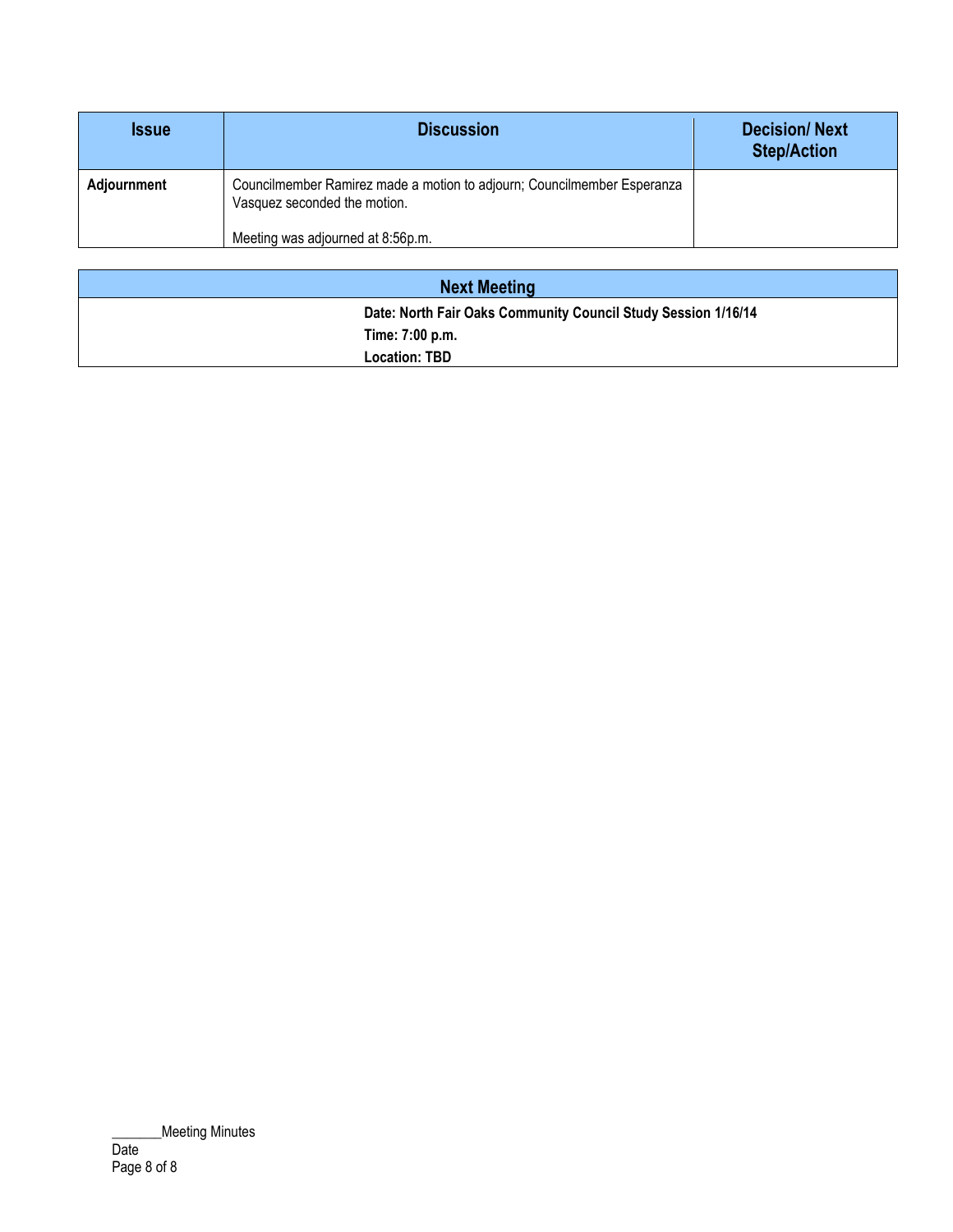| Issue | Discussion | Decision/ Next Step/Action |
|---|---|---|
| **Adjournment** | Councilmember Ramirez made a motion to adjourn; Councilmember Esperanza Vasquez seconded the motion.<br><br>Meeting was adjourned at 8:56p.m. | |

| Next Meeting |
|---|
| **Date: North Fair Oaks Community Council Study Session 1/16/14**<br>**Time: 7:00 p.m.**<br>**Location: TBD** |